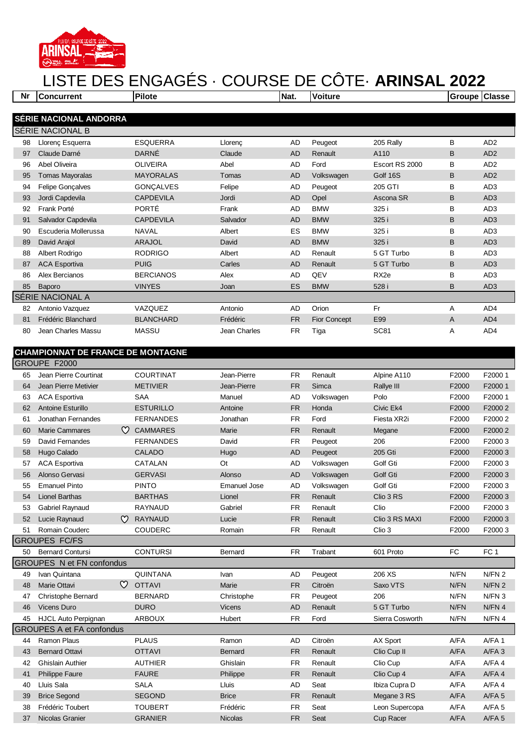# LISTE DES ENGAGÉS · COURSE DE CÔTE· **ARINSAL 2022**

| Nr | Concurrent | Pilote | | Nat. | Voiture | | Groupe | Classe |
|---|---|---|---|---|---|---|---|---|
| **SÉRIE NACIONAL ANDORRA** | | | | | | | | |
| SÉRIE NACIONAL B | | | | | | | | |
| 98 | Llorenç Esquerra | ESQUERRA | Llorenç | AD | Peugeot | 205 Rally | B | AD2 |
| 97 | Claude Darné | DARNÉ | Claude | AD | Renault | A110 | B | AD2 |
| 96 | Abel Oliveira | OLIVEIRA | Abel | AD | Ford | Escort RS 2000 | B | AD2 |
| 95 | Tomas Mayoralas | MAYORALAS | Tomas | AD | Volkswagen | Golf 16S | B | AD2 |
| 94 | Felipe Gonçalves | GONÇALVES | Felipe | AD | Peugeot | 205 GTI | B | AD3 |
| 93 | Jordi Capdevila | CAPDEVILA | Jordi | AD | Opel | Ascona SR | B | AD3 |
| 92 | Frank Porté | PORTÉ | Frank | AD | BMW | 325 i | B | AD3 |
| 91 | Salvador Capdevila | CAPDEVILA | Salvador | AD | BMW | 325 i | B | AD3 |
| 90 | Escuderia Mollerussa | NAVAL | Albert | ES | BMW | 325 i | B | AD3 |
| 89 | David Arajol | ARAJOL | David | AD | BMW | 325 i | B | AD3 |
| 88 | Albert Rodrigo | RODRIGO | Albert | AD | Renault | 5 GT Turbo | B | AD3 |
| 87 | ACA Esportiva | PUIG | Carles | AD | Renault | 5 GT Turbo | B | AD3 |
| 86 | Alex Bercianos | BERCIANOS | Alex | AD | QEV | RX2e | B | AD3 |
| 85 | Baporo | VINYES | Joan | ES | BMW | 528 i | B | AD3 |
| SÉRIE NACIONAL A | | | | | | | | |
| 82 | Antonio Vazquez | VAZQUEZ | Antonio | AD | Orion | Fr | A | AD4 |
| 81 | Frédéric Blanchard | BLANCHARD | Frédéric | FR | Fior Concept | E99 | A | AD4 |
| 80 | Jean Charles Massu | MASSU | Jean Charles | FR | Tiga | SC81 | A | AD4 |
| **CHAMPIONNAT DE FRANCE DE MONTAGNE** | | | | | | | | |
| GROUPE F2000 | | | | | | | | |
| 65 | Jean Pierre Courtinat | COURTINAT | Jean-Pierre | FR | Renault | Alpine A110 | F2000 | F2000 1 |
| 64 | Jean Pierre Metivier | METIVIER | Jean-Pierre | FR | Simca | Rallye III | F2000 | F2000 1 |
| 63 | ACA Esportiva | SAA | Manuel | AD | Volkswagen | Polo | F2000 | F2000 1 |
| 62 | Antoine Esturillo | ESTURILLO | Antoine | FR | Honda | Civic Ek4 | F2000 | F2000 2 |
| 61 | Jonathan Fernandes | FERNANDES | Jonathan | FR | Ford | Fiesta XR2i | F2000 | F2000 2 |
| 60 | Marie Cammares ♡ | CAMMARES | Marie | FR | Renault | Megane | F2000 | F2000 2 |
| 59 | David Fernandes | FERNANDES | David | FR | Peugeot | 206 | F2000 | F2000 3 |
| 58 | Hugo Calado | CALADO | Hugo | AD | Peugeot | 205 Gti | F2000 | F2000 3 |
| 57 | ACA Esportiva | CATALAN | Ot | AD | Volkswagen | Golf Gti | F2000 | F2000 3 |
| 56 | Alonso Gervasi | GERVASI | Alonso | AD | Volkswagen | Golf Gti | F2000 | F2000 3 |
| 55 | Emanuel Pinto | PINTO | Emanuel Jose | AD | Volkswagen | Golf Gti | F2000 | F2000 3 |
| 54 | Lionel Barthas | BARTHAS | Lionel | FR | Renault | Clio 3 RS | F2000 | F2000 3 |
| 53 | Gabriel Raynaud | RAYNAUD | Gabriel | FR | Renault | Clio | F2000 | F2000 3 |
| 52 | Lucie Raynaud ♡ | RAYNAUD | Lucie | FR | Renault | Clio 3 RS MAXI | F2000 | F2000 3 |
| 51 | Romain Couderc | COUDERC | Romain | FR | Renault | Clio 3 | F2000 | F2000 3 |
| GROUPES FC/FS | | | | | | | | |
| 50 | Bernard Contursi | CONTURSI | Bernard | FR | Trabant | 601 Proto | FC | FC 1 |
| GROUPES N et FN confondus | | | | | | | | |
| 49 | Ivan Quintana | QUINTANA | Ivan | AD | Peugeot | 206 XS | N/FN | N/FN 2 |
| 48 | Marie Ottavi ♡ | OTTAVI | Marie | FR | Citroën | Saxo VTS | N/FN | N/FN 2 |
| 47 | Christophe Bernard | BERNARD | Christophe | FR | Peugeot | 206 | N/FN | N/FN 3 |
| 46 | Vicens Duro | DURO | Vicens | AD | Renault | 5 GT Turbo | N/FN | N/FN 4 |
| 45 | HJCL Auto Perpignan | ARBOUX | Hubert | FR | Ford | Sierra Cosworth | N/FN | N/FN 4 |
| GROUPES A et FA confondus | | | | | | | | |
| 44 | Ramon Plaus | PLAUS | Ramon | AD | Citroën | AX Sport | A/FA | A/FA 1 |
| 43 | Bernard Ottavi | OTTAVI | Bernard | FR | Renault | Clio Cup II | A/FA | A/FA 3 |
| 42 | Ghislain Authier | AUTHIER | Ghislain | FR | Renault | Clio Cup | A/FA | A/FA 4 |
| 41 | Philippe Faure | FAURE | Philippe | FR | Renault | Clio Cup 4 | A/FA | A/FA 4 |
| 40 | Lluis Sala | SALA | Lluis | AD | Seat | Ibiza Cupra D | A/FA | A/FA 4 |
| 39 | Brice Segond | SEGOND | Brice | FR | Renault | Megane 3 RS | A/FA | A/FA 5 |
| 38 | Frédéric Toubert | TOUBERT | Frédéric | FR | Seat | Leon Supercopa | A/FA | A/FA 5 |
| 37 | Nicolas Granier | GRANIER | Nicolas | FR | Seat | Cup Racer | A/FA | A/FA 5 |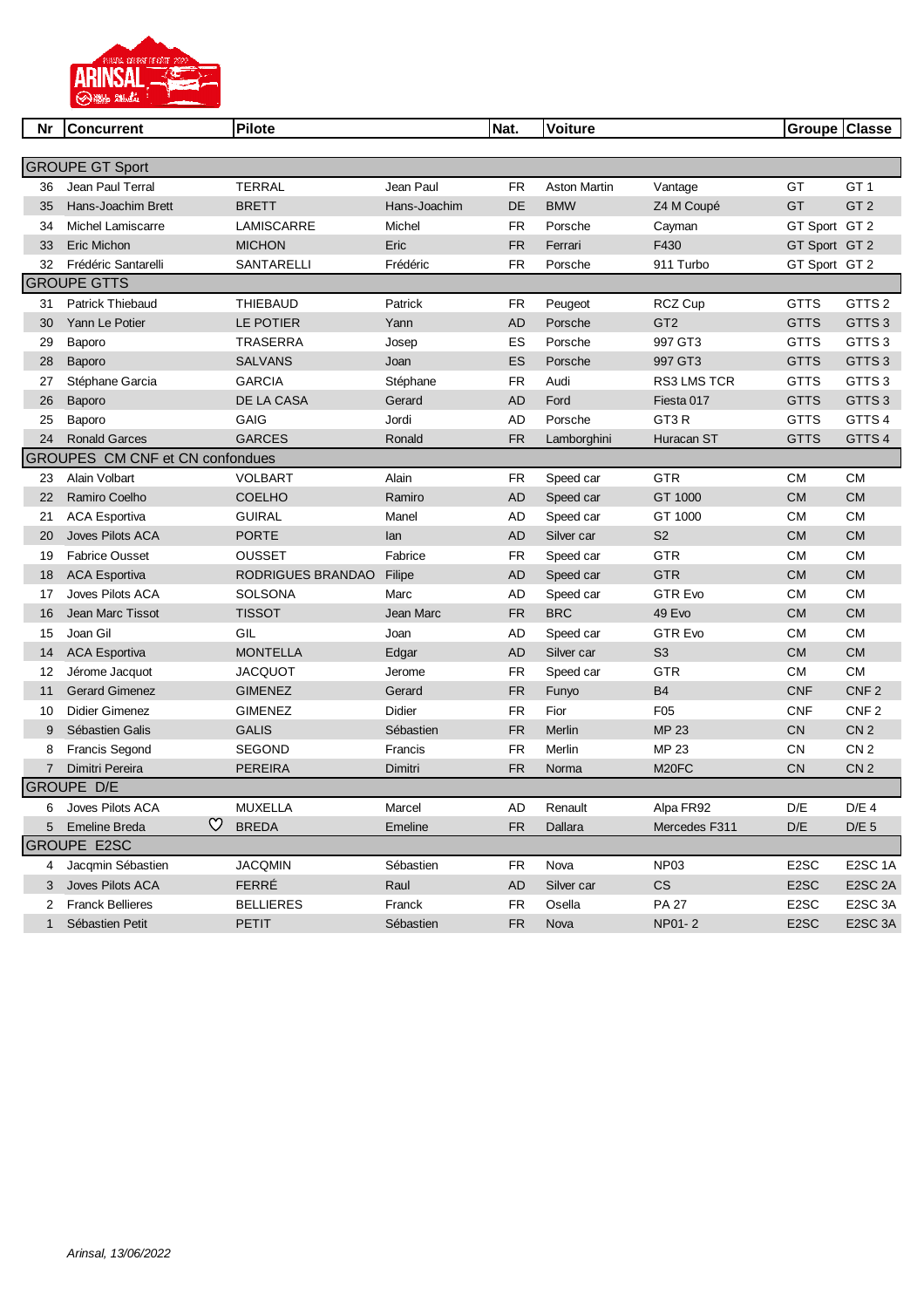| Nr | Concurrent | Pilote | | Nat. | Voiture | | Groupe | Classe |
|---|---|---|---|---|---|---|---|---|
| GROUPE GT Sport | | | | | | | | |
| 36 | Jean Paul Terral | TERRAL | Jean Paul | FR | Aston Martin | Vantage | GT | GT 1 |
| 35 | Hans-Joachim Brett | BRETT | Hans-Joachim | DE | BMW | Z4 M Coupé | GT | GT 2 |
| 34 | Michel Lamiscarre | LAMISCARRE | Michel | FR | Porsche | Cayman | GT Sport | GT 2 |
| 33 | Eric Michon | MICHON | Eric | FR | Ferrari | F430 | GT Sport | GT 2 |
| 32 | Frédéric Santarelli | SANTARELLI | Frédéric | FR | Porsche | 911 Turbo | GT Sport | GT 2 |
| GROUPE GTTS | | | | | | | | |
| 31 | Patrick Thiebaud | THIEBAUD | Patrick | FR | Peugeot | RCZ Cup | GTTS | GTTS 2 |
| 30 | Yann Le Potier | LE POTIER | Yann | AD | Porsche | GT2 | GTTS | GTTS 3 |
| 29 | Baporo | TRASERRA | Josep | ES | Porsche | 997 GT3 | GTTS | GTTS 3 |
| 28 | Baporo | SALVANS | Joan | ES | Porsche | 997 GT3 | GTTS | GTTS 3 |
| 27 | Stéphane Garcia | GARCIA | Stéphane | FR | Audi | RS3 LMS TCR | GTTS | GTTS 3 |
| 26 | Baporo | DE LA CASA | Gerard | AD | Ford | Fiesta 017 | GTTS | GTTS 3 |
| 25 | Baporo | GAIG | Jordi | AD | Porsche | GT3 R | GTTS | GTTS 4 |
| 24 | Ronald Garces | GARCES | Ronald | FR | Lamborghini | Huracan ST | GTTS | GTTS 4 |
| GROUPES CM CNF et CN confondues | | | | | | | | |
| 23 | Alain Volbart | VOLBART | Alain | FR | Speed car | GTR | CM | CM |
| 22 | Ramiro Coelho | COELHO | Ramiro | AD | Speed car | GT 1000 | CM | CM |
| 21 | ACA Esportiva | GUIRAL | Manel | AD | Speed car | GT 1000 | CM | CM |
| 20 | Joves Pilots ACA | PORTE | Ian | AD | Silver car | S2 | CM | CM |
| 19 | Fabrice Ousset | OUSSET | Fabrice | FR | Speed car | GTR | CM | CM |
| 18 | ACA Esportiva | RODRIGUES BRANDAO | Filipe | AD | Speed car | GTR | CM | CM |
| 17 | Joves Pilots ACA | SOLSONA | Marc | AD | Speed car | GTR Evo | CM | CM |
| 16 | Jean Marc Tissot | TISSOT | Jean Marc | FR | BRC | 49 Evo | CM | CM |
| 15 | Joan Gil | GIL | Joan | AD | Speed car | GTR Evo | CM | CM |
| 14 | ACA Esportiva | MONTELLA | Edgar | AD | Silver car | S3 | CM | CM |
| 12 | Jérome Jacquot | JACQUOT | Jerome | FR | Speed car | GTR | CM | CM |
| 11 | Gerard Gimenez | GIMENEZ | Gerard | FR | Funyo | B4 | CNF | CNF 2 |
| 10 | Didier Gimenez | GIMENEZ | Didier | FR | Fior | F05 | CNF | CNF 2 |
| 9 | Sébastien Galis | GALIS | Sébastien | FR | Merlin | MP 23 | CN | CN 2 |
| 8 | Francis Segond | SEGOND | Francis | FR | Merlin | MP 23 | CN | CN 2 |
| 7 | Dimitri Pereira | PEREIRA | Dimitri | FR | Norma | M20FC | CN | CN 2 |
| GROUPE D/E | | | | | | | | |
| 6 | Joves Pilots ACA | MUXELLA | Marcel | AD | Renault | Alpa FR92 | D/E | D/E 4 |
| 5 | Emeline Breda ♡ | BREDA | Emeline | FR | Dallara | Mercedes F311 | D/E | D/E 5 |
| GROUPE E2SC | | | | | | | | |
| 4 | Jacqmin Sébastien | JACQMIN | Sébastien | FR | Nova | NP03 | E2SC | E2SC 1A |
| 3 | Joves Pilots ACA | FERRÉ | Raul | AD | Silver car | CS | E2SC | E2SC 2A |
| 2 | Franck Bellieres | BELLIERES | Franck | FR | Osella | PA 27 | E2SC | E2SC 3A |
| 1 | Sébastien Petit | PETIT | Sébastien | FR | Nova | NP01- 2 | E2SC | E2SC 3A |

*Arinsal, 13/06/2022*